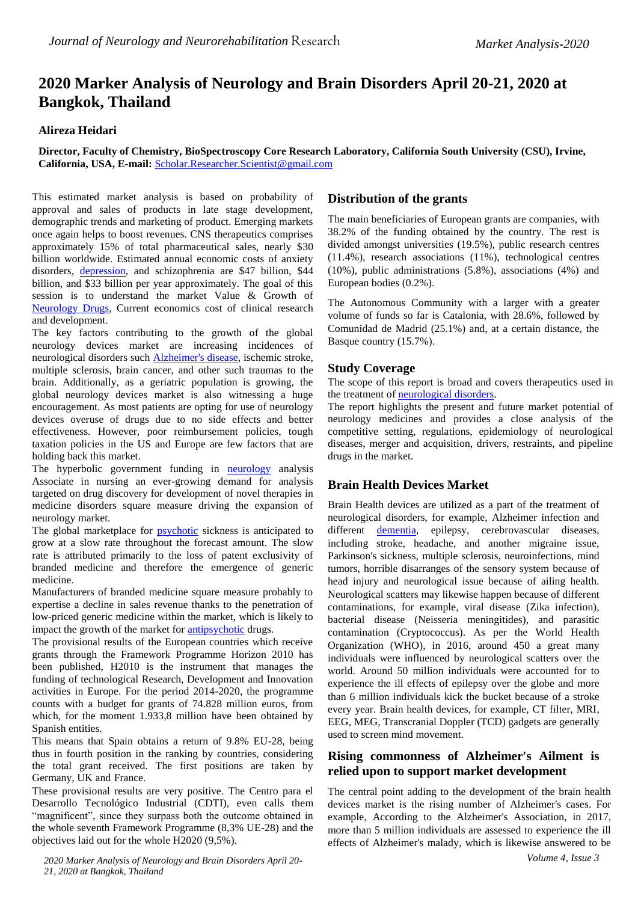# 2020 Marker Analysis of Neurology and Brain Disorders April 20-21, 2020 at Bangkok, Thailand

**Alireza Heidari**

**Director, Faculty of Chemistry, BioSpectroscopy Core Research Laboratory, California South University (CSU), Irvine, California, USA, E-mail:** Scholar.Researcher.Scientist@gmail.com

This estimated market analysis is based on probability of approval and sales of products in late stage development, demographic trends and marketing of product. Emerging markets once again helps to boost revenues. CNS therapeutics comprises approximately 15% of total pharmaceutical sales, nearly $30 billion worldwide. Estimated annual economic costs of anxiety disorders, depression, and schizophrenia are $47 billion, $44 billion, and $33 billion per year approximately. The goal of this session is to understand the market Value & Growth of Neurology Drugs, Current economics cost of clinical research and development.

The key factors contributing to the growth of the global neurology devices market are increasing incidences of neurological disorders such Alzheimer's disease, ischemic stroke, multiple sclerosis, brain cancer, and other such traumas to the brain. Additionally, as a geriatric population is growing, the global neurology devices market is also witnessing a huge encouragement. As most patients are opting for use of neurology devices overuse of drugs due to no side effects and better effectiveness. However, poor reimbursement policies, tough taxation policies in the US and Europe are few factors that are holding back this market.

The hyperbolic government funding in neurology analysis Associate in nursing an ever-growing demand for analysis targeted on drug discovery for development of novel therapies in medicine disorders square measure driving the expansion of neurology market.

The global marketplace for psychotic sickness is anticipated to grow at a slow rate throughout the forecast amount. The slow rate is attributed primarily to the loss of patent exclusivity of branded medicine and therefore the emergence of generic medicine.

Manufacturers of branded medicine square measure probably to expertise a decline in sales revenue thanks to the penetration of low-priced generic medicine within the market, which is likely to impact the growth of the market for antipsychotic drugs.

The provisional results of the European countries which receive grants through the Framework Programme Horizon 2010 has been published, H2010 is the instrument that manages the funding of technological Research, Development and Innovation activities in Europe. For the period 2014-2020, the programme counts with a budget for grants of 74.828 million euros, from which, for the moment 1.933,8 million have been obtained by Spanish entities.

This means that Spain obtains a return of 9.8% EU-28, being thus in fourth position in the ranking by countries, considering the total grant received. The first positions are taken by Germany, UK and France.

These provisional results are very positive. The Centro para el Desarrollo Tecnológico Industrial (CDTI), even calls them "magnificent", since they surpass both the outcome obtained in the whole seventh Framework Programme (8,3% UE-28) and the objectives laid out for the whole H2020 (9,5%).

## Distribution of the grants

The main beneficiaries of European grants are companies, with 38.2% of the funding obtained by the country. The rest is divided amongst universities (19.5%), public research centres (11.4%), research associations (11%), technological centres (10%), public administrations (5.8%), associations (4%) and European bodies (0.2%).

The Autonomous Community with a larger with a greater volume of funds so far is Catalonia, with 28.6%, followed by Comunidad de Madrid (25.1%) and, at a certain distance, the Basque country (15.7%).

## Study Coverage

The scope of this report is broad and covers therapeutics used in the treatment of neurological disorders.

The report highlights the present and future market potential of neurology medicines and provides a close analysis of the competitive setting, regulations, epidemiology of neurological diseases, merger and acquisition, drivers, restraints, and pipeline drugs in the market.

## Brain Health Devices Market

Brain Health devices are utilized as a part of the treatment of neurological disorders, for example, Alzheimer infection and different dementia, epilepsy, cerebrovascular diseases, including stroke, headache, and another migraine issue, Parkinson's sickness, multiple sclerosis, neuroinfections, mind tumors, horrible disarranges of the sensory system because of head injury and neurological issue because of ailing health. Neurological scatters may likewise happen because of different contaminations, for example, viral disease (Zika infection), bacterial disease (Neisseria meningitides), and parasitic contamination (Cryptococcus). As per the World Health Organization (WHO), in 2016, around 450 a great many individuals were influenced by neurological scatters over the world. Around 50 million individuals were accounted for to experience the ill effects of epilepsy over the globe and more than 6 million individuals kick the bucket because of a stroke every year. Brain health devices, for example, CT filter, MRI, EEG, MEG, Transcranial Doppler (TCD) gadgets are generally used to screen mind movement.

## Rising commonness of Alzheimer's Ailment is relied upon to support market development

The central point adding to the development of the brain health devices market is the rising number of Alzheimer's cases. For example, According to the Alzheimer's Association, in 2017, more than 5 million individuals are assessed to experience the ill effects of Alzheimer's malady, which is likewise answered to be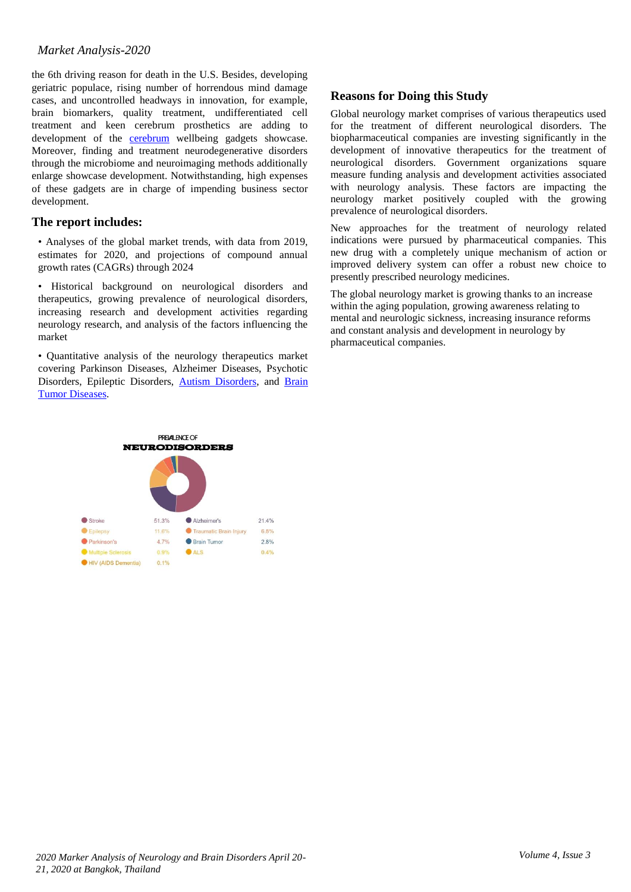the 6th driving reason for death in the U.S. Besides, developing geriatric populace, rising number of horrendous mind damage cases, and uncontrolled headways in innovation, for example, brain biomarkers, quality treatment, undifferentiated cell treatment and keen cerebrum prosthetics are adding to development of the cerebrum wellbeing gadgets showcase. Moreover, finding and treatment neurodegenerative disorders through the microbiome and neuroimaging methods additionally enlarge showcase development. Notwithstanding, high expenses of these gadgets are in charge of impending business sector development.

## The report includes:

- Analyses of the global market trends, with data from 2019, estimates for 2020, and projections of compound annual growth rates (CAGRs) through 2024
- Historical background on neurological disorders and therapeutics, growing prevalence of neurological disorders, increasing research and development activities regarding neurology research, and analysis of the factors influencing the market
- Quantitative analysis of the neurology therapeutics market covering Parkinson Diseases, Alzheimer Diseases, Psychotic Disorders, Epileptic Disorders, Autism Disorders, and Brain Tumor Diseases.

PREVALENCE OF
NEURODISORDERS

Stroke 51.3%
Alzheimer's 21.4%
Epilepsy 11.6%
Traumatic Brain Injury 6.8%
Parkinson's 4.7%
Brain Tumor 2.8%
Multiple Sclerosis 0.9%
ALS 0.4%
HIV (AIDS Dementia) 0.1%

## Reasons for Doing this Study

Global neurology market comprises of various therapeutics used for the treatment of different neurological disorders. The biopharmaceutical companies are investing significantly in the development of innovative therapeutics for the treatment of neurological disorders. Government organizations square measure funding analysis and development activities associated with neurology analysis. These factors are impacting the neurology market positively coupled with the growing prevalence of neurological disorders.

New approaches for the treatment of neurology related indications were pursued by pharmaceutical companies. This new drug with a completely unique mechanism of action or improved delivery system can offer a robust new choice to presently prescribed neurology medicines.

The global neurology market is growing thanks to an increase within the aging population, growing awareness relating to mental and neurologic sickness, increasing insurance reforms and constant analysis and development in neurology by pharmaceutical companies.